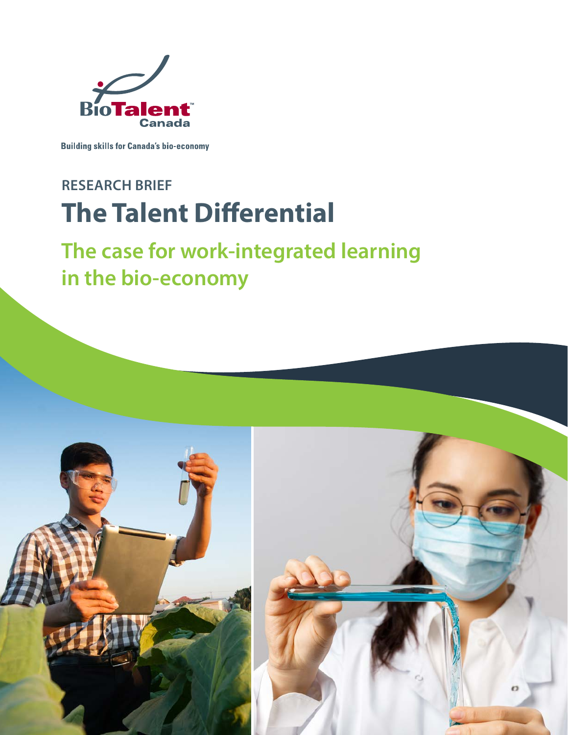BioTalent Canada™

Building skills for Canada's bio-economy

RESEARCH BRIEF

# The Talent Differential

## The case for work-integrated learning in the bio-economy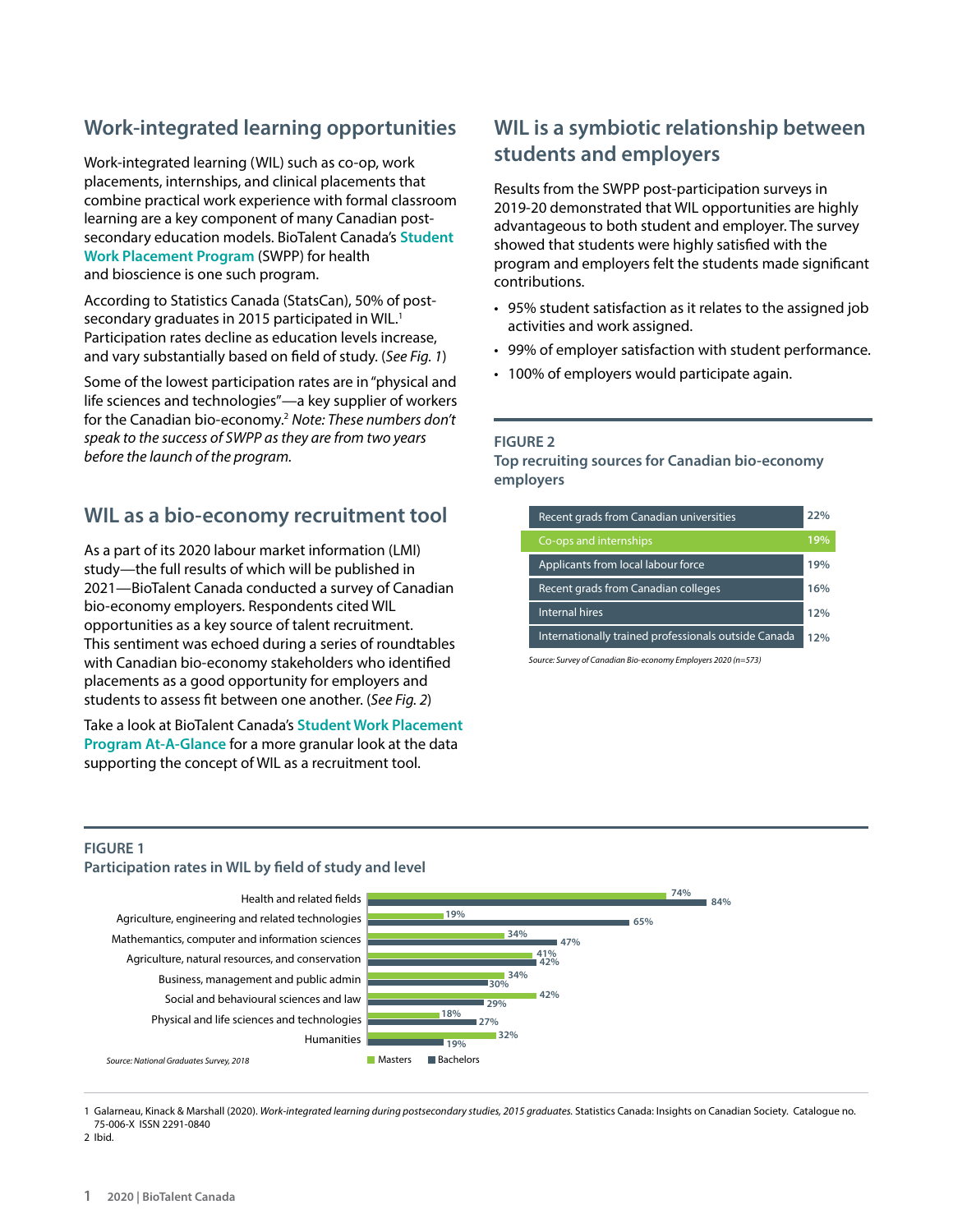## Work-integrated learning opportunities

Work-integrated learning (WIL) such as co-op, work placements, internships, and clinical placements that combine practical work experience with formal classroom learning are a key component of many Canadian post-secondary education models. BioTalent Canada's **Student Work Placement Program** (SWPP) for health and bioscience is one such program.

According to Statistics Canada (StatsCan), 50% of post-secondary graduates in 2015 participated in WIL.[1] Participation rates decline as education levels increase, and vary substantially based on field of study. (*See Fig. 1*)

Some of the lowest participation rates are in "physical and life sciences and technologies"—a key supplier of workers for the Canadian bio-economy.[2] *Note: These numbers don't speak to the success of SWPP as they are from two years before the launch of the program.*

## WIL as a bio-economy recruitment tool

As a part of its 2020 labour market information (LMI) study—the full results of which will be published in 2021—BioTalent Canada conducted a survey of Canadian bio-economy employers. Respondents cited WIL opportunities as a key source of talent recruitment. This sentiment was echoed during a series of roundtables with Canadian bio-economy stakeholders who identified placements as a good opportunity for employers and students to assess fit between one another. (*See Fig. 2*)

Take a look at BioTalent Canada's **Student Work Placement Program At-A-Glance** for a more granular look at the data supporting the concept of WIL as a recruitment tool.

## WIL is a symbiotic relationship between students and employers

Results from the SWPP post-participation surveys in 2019-20 demonstrated that WIL opportunities are highly advantageous to both student and employer. The survey showed that students were highly satisfied with the program and employers felt the students made significant contributions.

- 95% student satisfaction as it relates to the assigned job activities and work assigned.
- 99% of employer satisfaction with student performance.
- 100% of employers would participate again.

**FIGURE 2**
**Top recruiting sources for Canadian bio-economy employers**

| Source | % |
|---|---|
| Recent grads from Canadian universities | 22% |
| Co-ops and internships | 19% |
| Applicants from local labour force | 19% |
| Recent grads from Canadian colleges | 16% |
| Internal hires | 12% |
| Internationally trained professionals outside Canada | 12% |

*Source: Survey of Canadian Bio-economy Employers 2020 (n=573)*

**FIGURE 1**
**Participation rates in WIL by field of study and level**

| Field of study | Masters | Bachelors |
|---|---|---|
| Health and related fields | 74% | 84% |
| Agriculture, engineering and related technologies | 19% | 65% |
| Mathemantics, computer and information sciences | 34% | 47% |
| Agriculture, natural resources, and conservation | 41% | 42% |
| Business, management and public admin | 34% | 30% |
| Social and behavioural sciences and law | 42% | 29% |
| Physical and life sciences and technologies | 18% | 27% |
| Humanities | 32% | 19% |

*Source: National Graduates Survey, 2018*

1 Galarneau, Kinack & Marshall (2020). *Work-integrated learning during postsecondary studies, 2015 graduates.* Statistics Canada: Insights on Canadian Society. Catalogue no. 75-006-X ISSN 2291-0840

2 Ibid.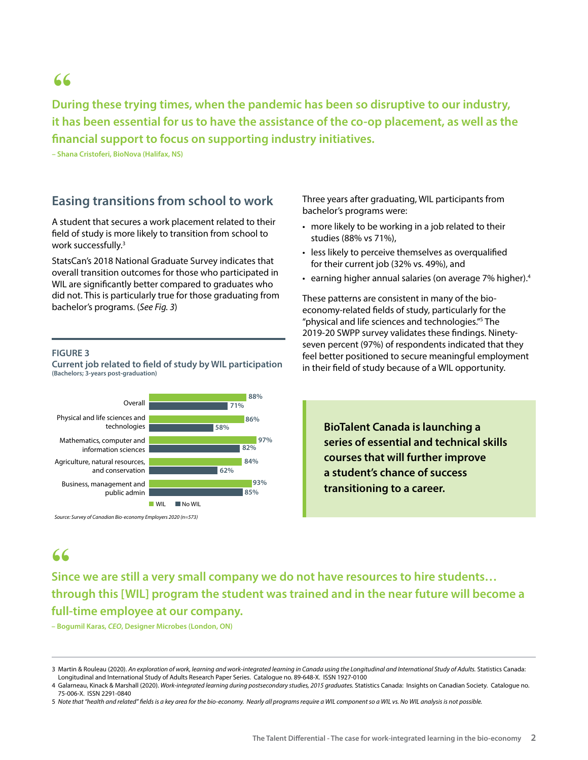> **During these trying times, when the pandemic has been so disruptive to our industry, it has been essential for us to have the assistance of the co-op placement, as well as the financial support to focus on supporting industry initiatives.**
>
> **– Shana Cristoferi, BioNova (Halifax, NS)**

## Easing transitions from school to work

A student that secures a work placement related to their field of study is more likely to transition from school to work successfully.[3]

StatsCan's 2018 National Graduate Survey indicates that overall transition outcomes for those who participated in WIL are significantly better compared to graduates who did not. This is particularly true for those graduating from bachelor's programs. (*See Fig. 3*)

**FIGURE 3**

**Current job related to field of study by WIL participation**
**(Bachelors; 3-years post-graduation)**

| Field of study | WIL | No WIL |
|---|---|---|
| Overall | 88% | 71% |
| Physical and life sciences and technologies | 86% | 58% |
| Mathematics, computer and information sciences | 97% | 82% |
| Agriculture, natural resources, and conservation | 84% | 62% |
| Business, management and public admin | 93% | 85% |

*Source: Survey of Canadian Bio-economy Employers 2020 (n=573)*

Three years after graduating, WIL participants from bachelor's programs were:

- more likely to be working in a job related to their studies (88% vs 71%),
- less likely to perceive themselves as overqualified for their current job (32% vs. 49%), and
- earning higher annual salaries (on average 7% higher).[4]

These patterns are consistent in many of the bio-economy-related fields of study, particularly for the "physical and life sciences and technologies."[5] The 2019-20 SWPP survey validates these findings. Ninety-seven percent (97%) of respondents indicated that they feel better positioned to secure meaningful employment in their field of study because of a WIL opportunity.

> **BioTalent Canada is launching a series of essential and technical skills courses that will further improve a student's chance of success transitioning to a career.**

> **Since we are still a very small company we do not have resources to hire students… through this [WIL] program the student was trained and in the near future will become a full-time employee at our company.**
>
> **– Bogumil Karas, *CEO*, Designer Microbes (London, ON)**

---

3 Martin & Rouleau (2020). *An exploration of work, learning and work-integrated learning in Canada using the Longitudinal and International Study of Adults.* Statistics Canada: Longitudinal and International Study of Adults Research Paper Series. Catalogue no. 89-648-X. ISSN 1927-0100

4 Galarneau, Kinack & Marshall (2020). *Work-integrated learning during postsecondary studies, 2015 graduates.* Statistics Canada: Insights on Canadian Society. Catalogue no. 75-006-X. ISSN 2291-0840

5 *Note that "health and related" fields is a key area for the bio-economy. Nearly all programs require a WIL component so a WIL vs. No WIL analysis is not possible.*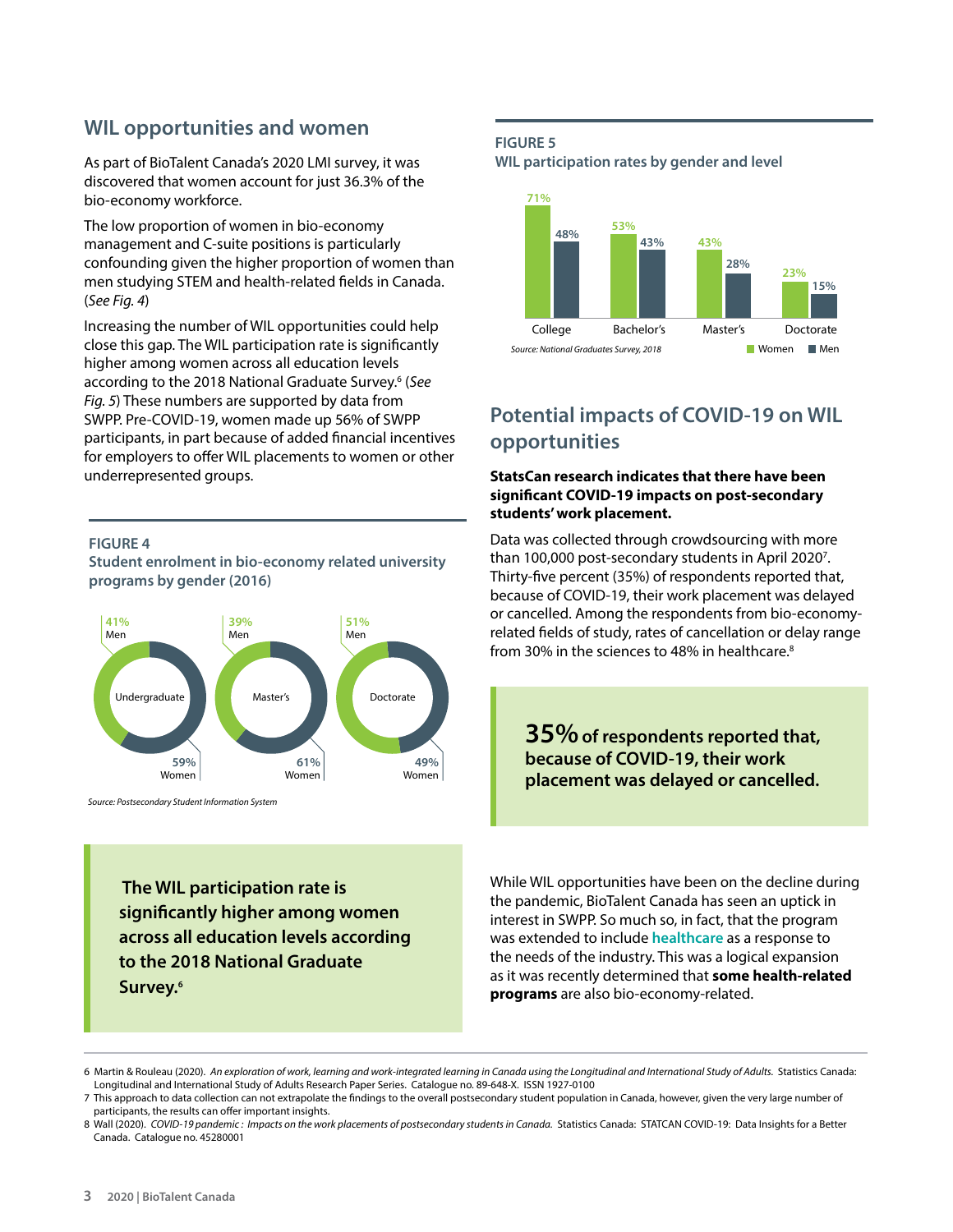## WIL opportunities and women

As part of BioTalent Canada's 2020 LMI survey, it was discovered that women account for just 36.3% of the bio-economy workforce.

The low proportion of women in bio-economy management and C-suite positions is particularly confounding given the higher proportion of women than men studying STEM and health-related fields in Canada. (*See Fig. 4*)

Increasing the number of WIL opportunities could help close this gap. The WIL participation rate is significantly higher among women across all education levels according to the 2018 National Graduate Survey.[6] (*See Fig. 5*) These numbers are supported by data from SWPP. Pre-COVID-19, women made up 56% of SWPP participants, in part because of added financial incentives for employers to offer WIL placements to women or other underrepresented groups.

**FIGURE 4**
**Student enrolment in bio-economy related university programs by gender (2016)**

| | Men | Women |
|---|---|---|
| Undergraduate | 41% | 59% |
| Master's | 39% | 61% |
| Doctorate | 51% | 49% |

*Source: Postsecondary Student Information System*

> **The WIL participation rate is significantly higher among women across all education levels according to the 2018 National Graduate Survey.[6]**

**FIGURE 5**
**WIL participation rates by gender and level**

| | Women | Men |
|---|---|---|
| College | 71% | 48% |
| Bachelor's | 53% | 43% |
| Master's | 43% | 28% |
| Doctorate | 23% | 15% |

*Source: National Graduates Survey, 2018*

## Potential impacts of COVID-19 on WIL opportunities

**StatsCan research indicates that there have been significant COVID-19 impacts on post-secondary students' work placement.**

Data was collected through crowdsourcing with more than 100,000 post-secondary students in April 2020[7]. Thirty-five percent (35%) of respondents reported that, because of COVID-19, their work placement was delayed or cancelled. Among the respondents from bio-economy-related fields of study, rates of cancellation or delay range from 30% in the sciences to 48% in healthcare.[8]

> **35% of respondents reported that, because of COVID-19, their work placement was delayed or cancelled.**

While WIL opportunities have been on the decline during the pandemic, BioTalent Canada has seen an uptick in interest in SWPP. So much so, in fact, that the program was extended to include **healthcare** as a response to the needs of the industry. This was a logical expansion as it was recently determined that **some health-related programs** are also bio-economy-related.

---

6 Martin & Rouleau (2020). *An exploration of work, learning and work-integrated learning in Canada using the Longitudinal and International Study of Adults.* Statistics Canada: Longitudinal and International Study of Adults Research Paper Series. Catalogue no. 89-648-X. ISSN 1927-0100

7 This approach to data collection can not extrapolate the findings to the overall postsecondary student population in Canada, however, given the very large number of participants, the results can offer important insights.

8 Wall (2020). *COVID-19 pandemic : Impacts on the work placements of postsecondary students in Canada.* Statistics Canada: STATCAN COVID-19: Data Insights for a Better Canada. Catalogue no. 45280001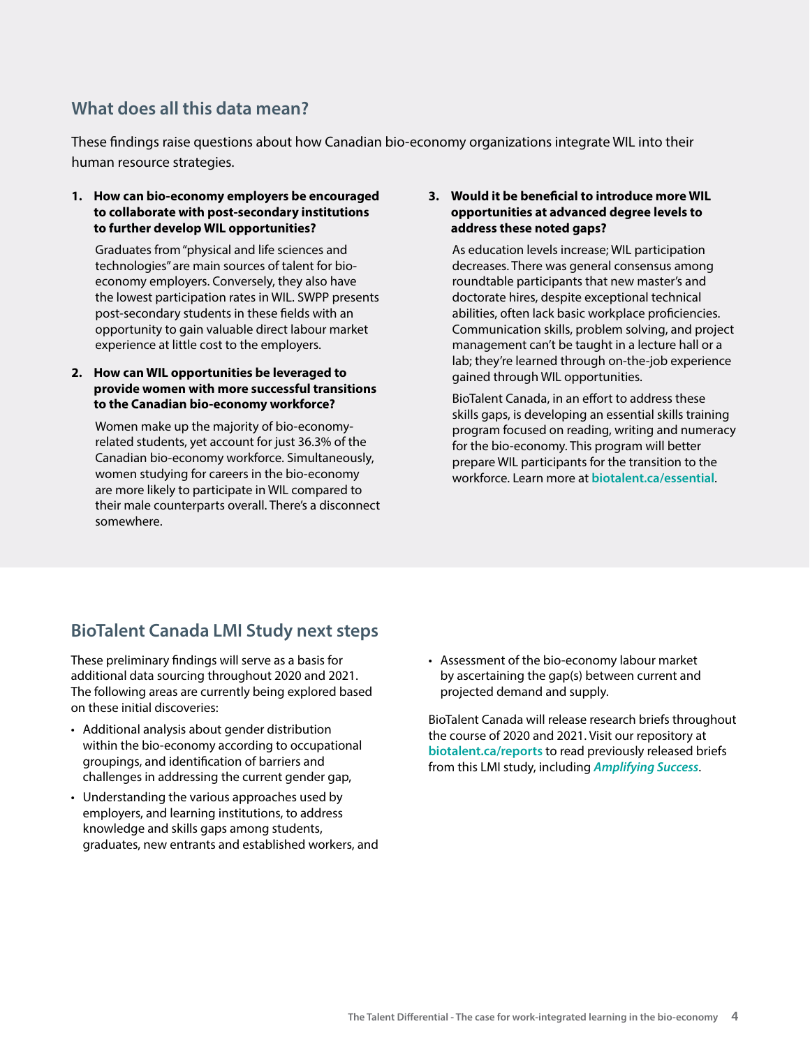## What does all this data mean?

These findings raise questions about how Canadian bio-economy organizations integrate WIL into their human resource strategies.

1. **How can bio-economy employers be encouraged to collaborate with post-secondary institutions to further develop WIL opportunities?**

   Graduates from "physical and life sciences and technologies" are main sources of talent for bio-economy employers. Conversely, they also have the lowest participation rates in WIL. SWPP presents post-secondary students in these fields with an opportunity to gain valuable direct labour market experience at little cost to the employers.

2. **How can WIL opportunities be leveraged to provide women with more successful transitions to the Canadian bio-economy workforce?**

   Women make up the majority of bio-economy-related students, yet account for just 36.3% of the Canadian bio-economy workforce. Simultaneously, women studying for careers in the bio-economy are more likely to participate in WIL compared to their male counterparts overall. There's a disconnect somewhere.

3. **Would it be beneficial to introduce more WIL opportunities at advanced degree levels to address these noted gaps?**

   As education levels increase; WIL participation decreases. There was general consensus among roundtable participants that new master's and doctorate hires, despite exceptional technical abilities, often lack basic workplace proficiencies. Communication skills, problem solving, and project management can't be taught in a lecture hall or a lab; they're learned through on-the-job experience gained through WIL opportunities.

   BioTalent Canada, in an effort to address these skills gaps, is developing an essential skills training program focused on reading, writing and numeracy for the bio-economy. This program will better prepare WIL participants for the transition to the workforce. Learn more at **biotalent.ca/essential**.

## BioTalent Canada LMI Study next steps

These preliminary findings will serve as a basis for additional data sourcing throughout 2020 and 2021. The following areas are currently being explored based on these initial discoveries:

- Additional analysis about gender distribution within the bio-economy according to occupational groupings, and identification of barriers and challenges in addressing the current gender gap,
- Understanding the various approaches used by employers, and learning institutions, to address knowledge and skills gaps among students, graduates, new entrants and established workers, and
- Assessment of the bio-economy labour market by ascertaining the gap(s) between current and projected demand and supply.

BioTalent Canada will release research briefs throughout the course of 2020 and 2021. Visit our repository at **biotalent.ca/reports** to read previously released briefs from this LMI study, including ***Amplifying Success***.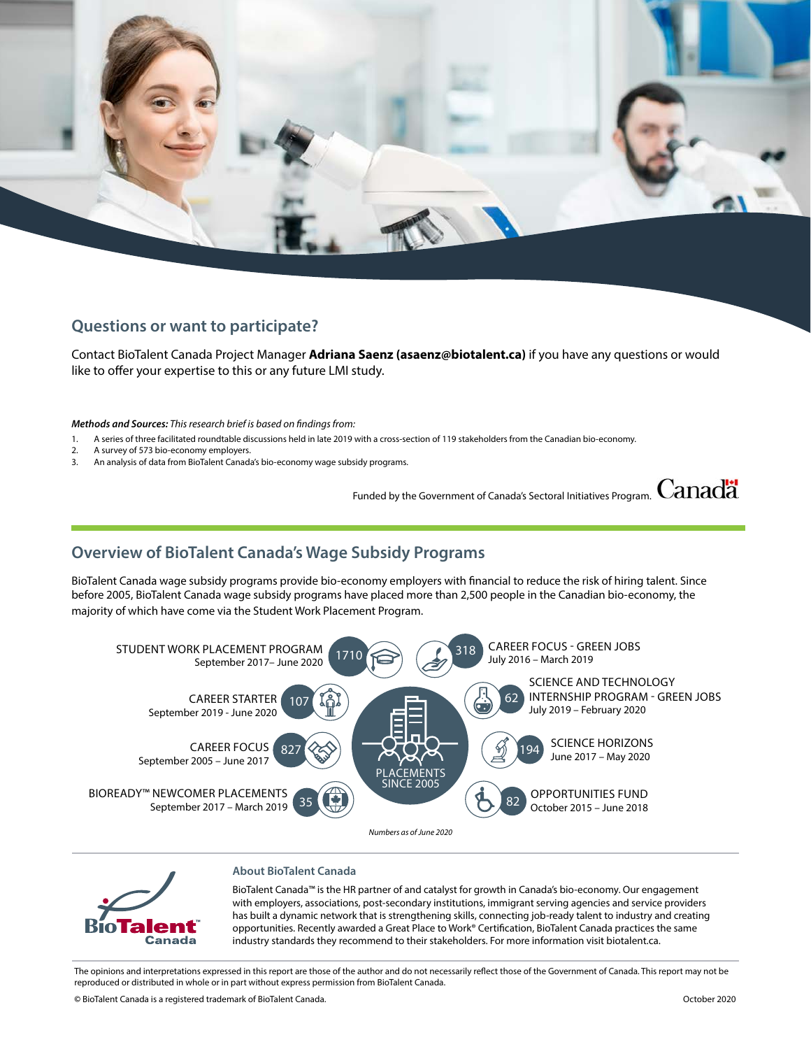## Questions or want to participate?

Contact BioTalent Canada Project Manager **Adriana Saenz (asaenz@biotalent.ca)** if you have any questions or would like to offer your expertise to this or any future LMI study.

***Methods and Sources:*** *This research brief is based on findings from:*

1. A series of three facilitated roundtable discussions held in late 2019 with a cross-section of 119 stakeholders from the Canadian bio-economy.
2. A survey of 573 bio-economy employers.
3. An analysis of data from BioTalent Canada's bio-economy wage subsidy programs.

Funded by the Government of Canada's Sectoral Initiatives Program. Canada

## Overview of BioTalent Canada's Wage Subsidy Programs

BioTalent Canada wage subsidy programs provide bio-economy employers with financial to reduce the risk of hiring talent. Since before 2005, BioTalent Canada wage subsidy programs have placed more than 2,500 people in the Canadian bio-economy, the majority of which have come via the Student Work Placement Program.

PLACEMENTS SINCE 2005

STUDENT WORK PLACEMENT PROGRAM 1710
September 2017– June 2020

CAREER STARTER 107
September 2019 - June 2020

CAREER FOCUS 827
September 2005 – June 2017

BIOREADY™ NEWCOMER PLACEMENTS 35
September 2017 – March 2019

CAREER FOCUS - GREEN JOBS 318
July 2016 – March 2019

SCIENCE AND TECHNOLOGY INTERNSHIP PROGRAM - GREEN JOBS 62
July 2019 – February 2020

SCIENCE HORIZONS 194
June 2017 – May 2020

OPPORTUNITIES FUND 82
October 2015 – June 2018

*Numbers as of June 2020*

### About BioTalent Canada

BioTalent Canada™ is the HR partner of and catalyst for growth in Canada's bio-economy. Our engagement with employers, associations, post-secondary institutions, immigrant serving agencies and service providers has built a dynamic network that is strengthening skills, connecting job-ready talent to industry and creating opportunities. Recently awarded a Great Place to Work® Certification, BioTalent Canada practices the same industry standards they recommend to their stakeholders. For more information visit biotalent.ca.

The opinions and interpretations expressed in this report are those of the author and do not necessarily reflect those of the Government of Canada. This report may not be reproduced or distributed in whole or in part without express permission from BioTalent Canada.

© BioTalent Canada is a registered trademark of BioTalent Canada.

October 2020